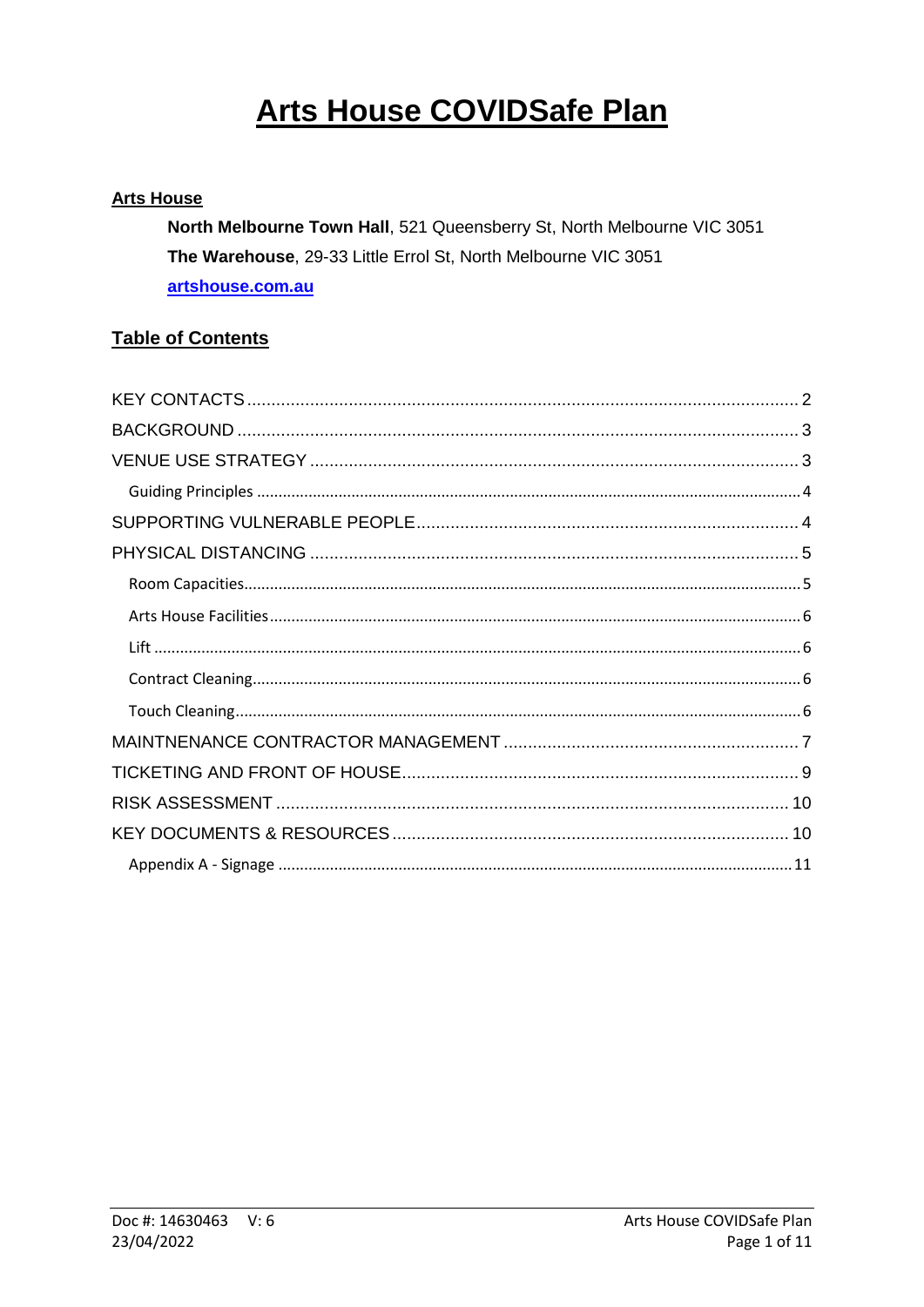# Arts House COVIDSafe Plan

**Arts House**

**North Melbourne Town Hall**, 521 Queensberry St, North Melbourne VIC 3051

**The Warehouse**, 29-33 Little Errol St, North Melbourne VIC 3051

**artshouse.com.au**

## Table of Contents

KEY CONTACTS .......... 2
BACKGROUND .......... 3
VENUE USE STRATEGY .......... 3
- Guiding Principles .......... 4

SUPPORTING VULNERABLE PEOPLE .......... 4
PHYSICAL DISTANCING .......... 5
- Room Capacities .......... 5
- Arts House Facilities .......... 6
- Lift .......... 6
- Contract Cleaning .......... 6
- Touch Cleaning .......... 6

MAINTNENANCE CONTRACTOR MANAGEMENT .......... 7
TICKETING AND FRONT OF HOUSE .......... 9
RISK ASSESSMENT .......... 10
KEY DOCUMENTS & RESOURCES .......... 10
- Appendix A - Signage .......... 11

Doc #: 14630463 V: 6
23/04/2022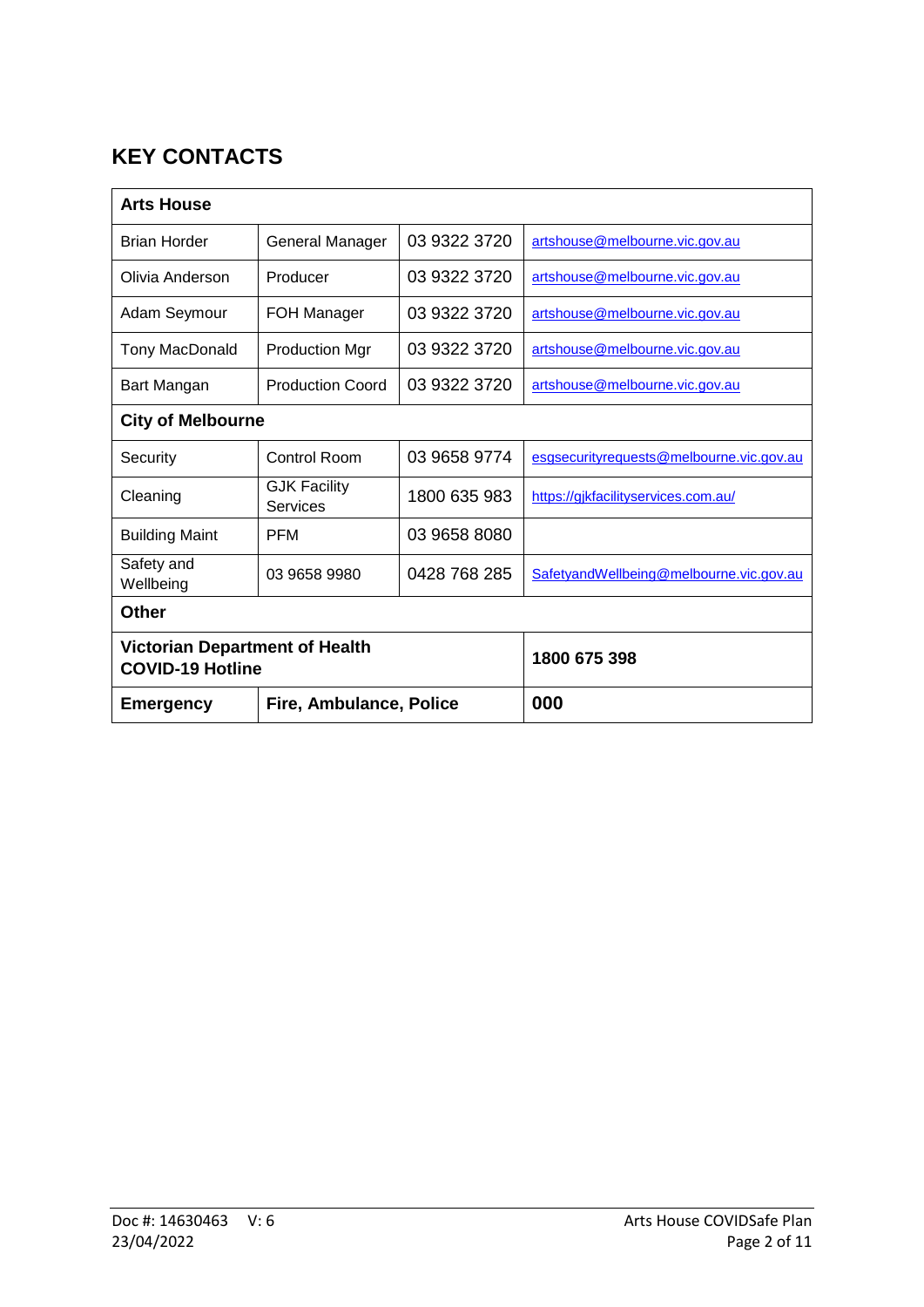## KEY CONTACTS

| **Arts House** | | | |
|---|---|---|---|
| Brian Horder | General Manager | 03 9322 3720 | artshouse@melbourne.vic.gov.au |
| Olivia Anderson | Producer | 03 9322 3720 | artshouse@melbourne.vic.gov.au |
| Adam Seymour | FOH Manager | 03 9322 3720 | artshouse@melbourne.vic.gov.au |
| Tony MacDonald | Production Mgr | 03 9322 3720 | artshouse@melbourne.vic.gov.au |
| Bart Mangan | Production Coord | 03 9322 3720 | artshouse@melbourne.vic.gov.au |
| **City of Melbourne** | | | |
| Security | Control Room | 03 9658 9774 | esgsecurityrequests@melbourne.vic.gov.au |
| Cleaning | GJK Facility Services | 1800 635 983 | https://gjkfacilityservices.com.au/ |
| Building Maint | PFM | 03 9658 8080 | |
| Safety and Wellbeing | 03 9658 9980 | 0428 768 285 | SafetyandWellbeing@melbourne.vic.gov.au |
| **Other** | | | |
| **Victorian Department of Health COVID-19 Hotline** | | | **1800 675 398** |
| **Emergency** | **Fire, Ambulance, Police** | | **000** |

Doc #: 14630463 V: 6
23/04/2022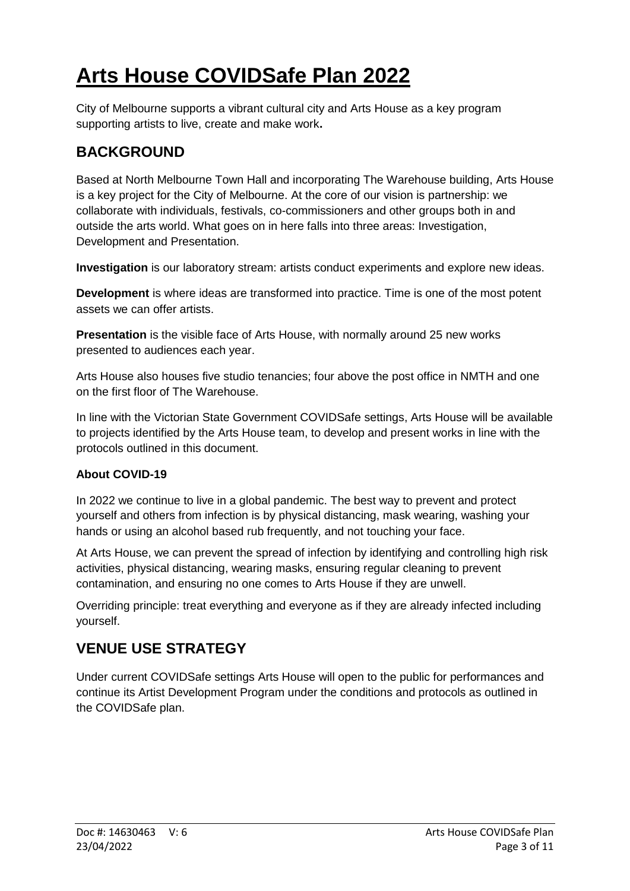# Arts House COVIDSafe Plan 2022

City of Melbourne supports a vibrant cultural city and Arts House as a key program supporting artists to live, create and make work**.**

## BACKGROUND

Based at North Melbourne Town Hall and incorporating The Warehouse building, Arts House is a key project for the City of Melbourne. At the core of our vision is partnership: we collaborate with individuals, festivals, co-commissioners and other groups both in and outside the arts world. What goes on in here falls into three areas: Investigation, Development and Presentation.

**Investigation** is our laboratory stream: artists conduct experiments and explore new ideas.

**Development** is where ideas are transformed into practice. Time is one of the most potent assets we can offer artists.

**Presentation** is the visible face of Arts House, with normally around 25 new works presented to audiences each year.

Arts House also houses five studio tenancies; four above the post office in NMTH and one on the first floor of The Warehouse.

In line with the Victorian State Government COVIDSafe settings, Arts House will be available to projects identified by the Arts House team, to develop and present works in line with the protocols outlined in this document.

### About COVID-19

In 2022 we continue to live in a global pandemic. The best way to prevent and protect yourself and others from infection is by physical distancing, mask wearing, washing your hands or using an alcohol based rub frequently, and not touching your face.

At Arts House, we can prevent the spread of infection by identifying and controlling high risk activities, physical distancing, wearing masks, ensuring regular cleaning to prevent contamination, and ensuring no one comes to Arts House if they are unwell.

Overriding principle: treat everything and everyone as if they are already infected including yourself.

## VENUE USE STRATEGY

Under current COVIDSafe settings Arts House will open to the public for performances and continue its Artist Development Program under the conditions and protocols as outlined in the COVIDSafe plan.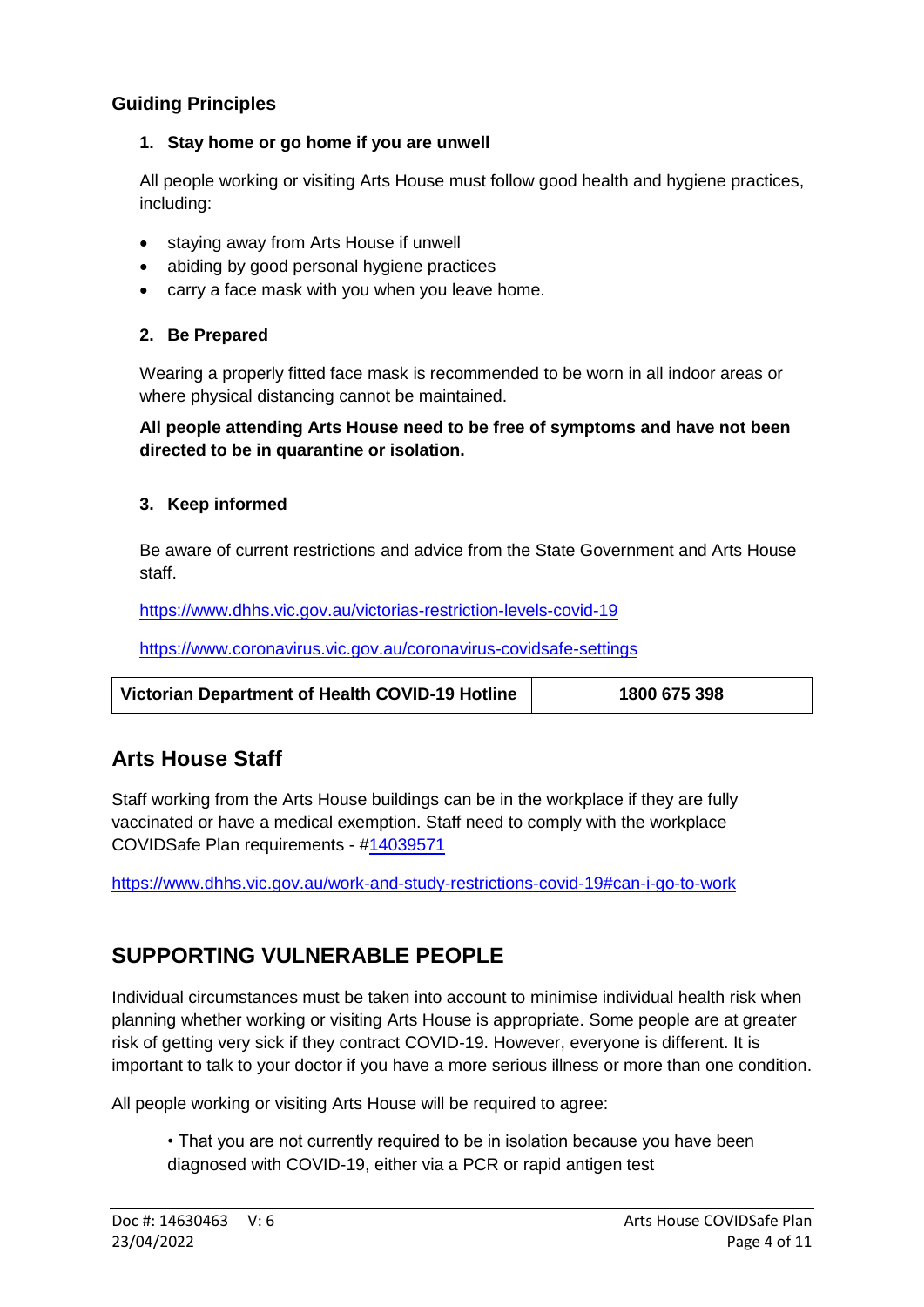### Guiding Principles

1. **Stay home or go home if you are unwell**

   All people working or visiting Arts House must follow good health and hygiene practices, including:

   - staying away from Arts House if unwell
   - abiding by good personal hygiene practices
   - carry a face mask with you when you leave home.

2. **Be Prepared**

   Wearing a properly fitted face mask is recommended to be worn in all indoor areas or where physical distancing cannot be maintained.

   **All people attending Arts House need to be free of symptoms and have not been directed to be in quarantine or isolation.**

3. **Keep informed**

   Be aware of current restrictions and advice from the State Government and Arts House staff.

   https://www.dhhs.vic.gov.au/victorias-restriction-levels-covid-19

   https://www.coronavirus.vic.gov.au/coronavirus-covidsafe-settings

| **Victorian Department of Health COVID-19 Hotline** | **1800 675 398** |
|---|---|

## Arts House Staff

Staff working from the Arts House buildings can be in the workplace if they are fully vaccinated or have a medical exemption. Staff need to comply with the workplace COVIDSafe Plan requirements - #14039571

https://www.dhhs.vic.gov.au/work-and-study-restrictions-covid-19#can-i-go-to-work

## SUPPORTING VULNERABLE PEOPLE

Individual circumstances must be taken into account to minimise individual health risk when planning whether working or visiting Arts House is appropriate. Some people are at greater risk of getting very sick if they contract COVID-19. However, everyone is different. It is important to talk to your doctor if you have a more serious illness or more than one condition.

All people working or visiting Arts House will be required to agree:

• That you are not currently required to be in isolation because you have been diagnosed with COVID-19, either via a PCR or rapid antigen test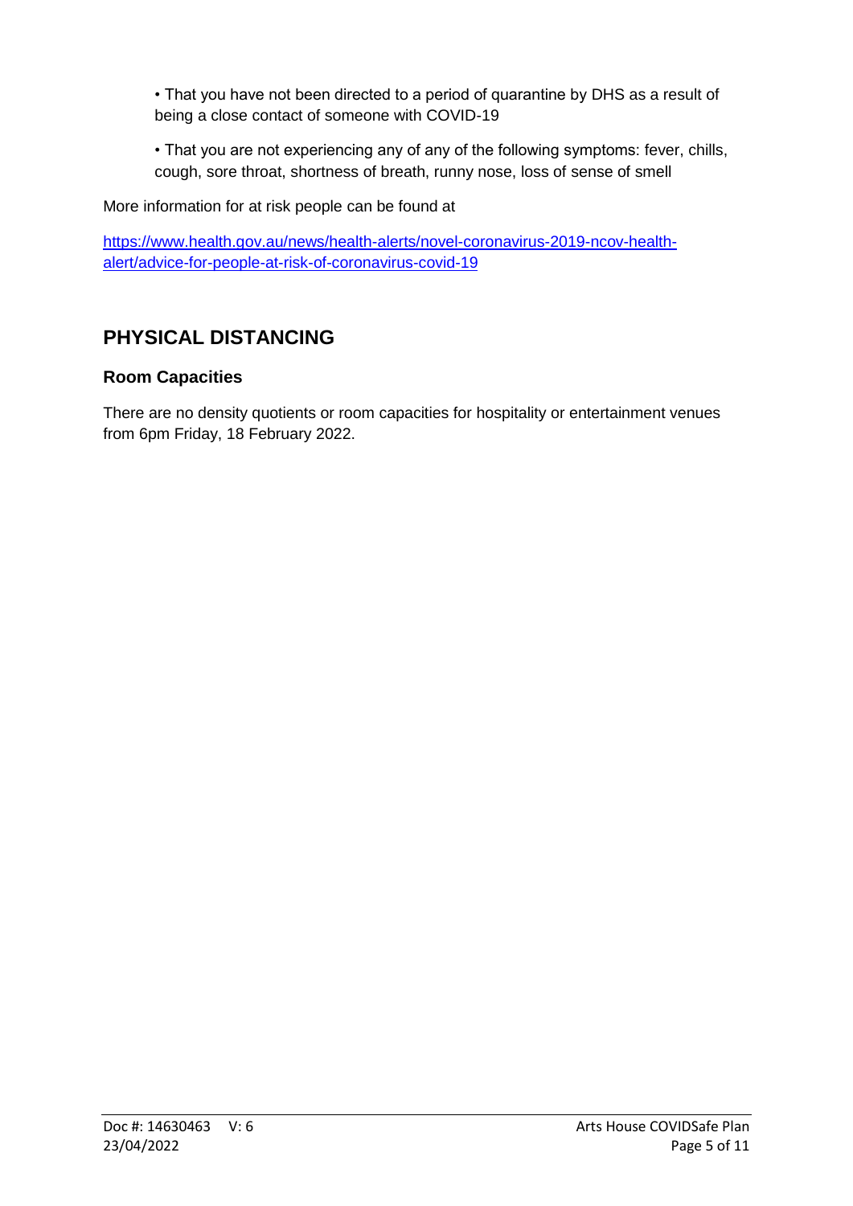- That you have not been directed to a period of quarantine by DHS as a result of being a close contact of someone with COVID-19

- That you are not experiencing any of any of the following symptoms: fever, chills, cough, sore throat, shortness of breath, runny nose, loss of sense of smell

More information for at risk people can be found at

[https://www.health.gov.au/news/health-alerts/novel-coronavirus-2019-ncov-health-alert/advice-for-people-at-risk-of-coronavirus-covid-19](https://www.health.gov.au/news/health-alerts/novel-coronavirus-2019-ncov-health-alert/advice-for-people-at-risk-of-coronavirus-covid-19)

## PHYSICAL DISTANCING

### Room Capacities

There are no density quotients or room capacities for hospitality or entertainment venues from 6pm Friday, 18 February 2022.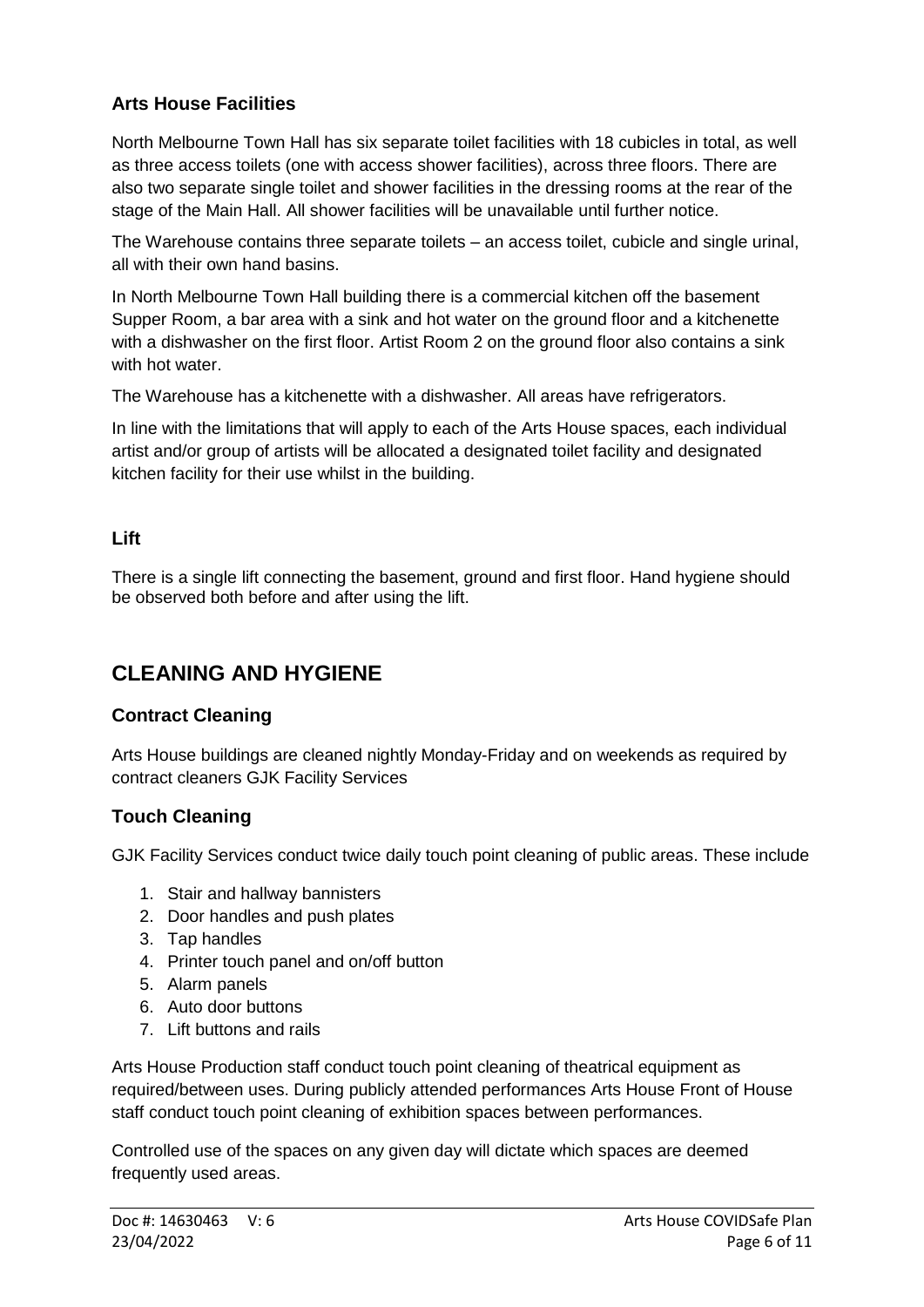### Arts House Facilities

North Melbourne Town Hall has six separate toilet facilities with 18 cubicles in total, as well as three access toilets (one with access shower facilities), across three floors. There are also two separate single toilet and shower facilities in the dressing rooms at the rear of the stage of the Main Hall. All shower facilities will be unavailable until further notice.

The Warehouse contains three separate toilets – an access toilet, cubicle and single urinal, all with their own hand basins.

In North Melbourne Town Hall building there is a commercial kitchen off the basement Supper Room, a bar area with a sink and hot water on the ground floor and a kitchenette with a dishwasher on the first floor. Artist Room 2 on the ground floor also contains a sink with hot water.

The Warehouse has a kitchenette with a dishwasher. All areas have refrigerators.

In line with the limitations that will apply to each of the Arts House spaces, each individual artist and/or group of artists will be allocated a designated toilet facility and designated kitchen facility for their use whilst in the building.

### Lift

There is a single lift connecting the basement, ground and first floor. Hand hygiene should be observed both before and after using the lift.

## CLEANING AND HYGIENE

### Contract Cleaning

Arts House buildings are cleaned nightly Monday-Friday and on weekends as required by contract cleaners GJK Facility Services

### Touch Cleaning

GJK Facility Services conduct twice daily touch point cleaning of public areas. These include

1. Stair and hallway bannisters
2. Door handles and push plates
3. Tap handles
4. Printer touch panel and on/off button
5. Alarm panels
6. Auto door buttons
7. Lift buttons and rails

Arts House Production staff conduct touch point cleaning of theatrical equipment as required/between uses. During publicly attended performances Arts House Front of House staff conduct touch point cleaning of exhibition spaces between performances.

Controlled use of the spaces on any given day will dictate which spaces are deemed frequently used areas.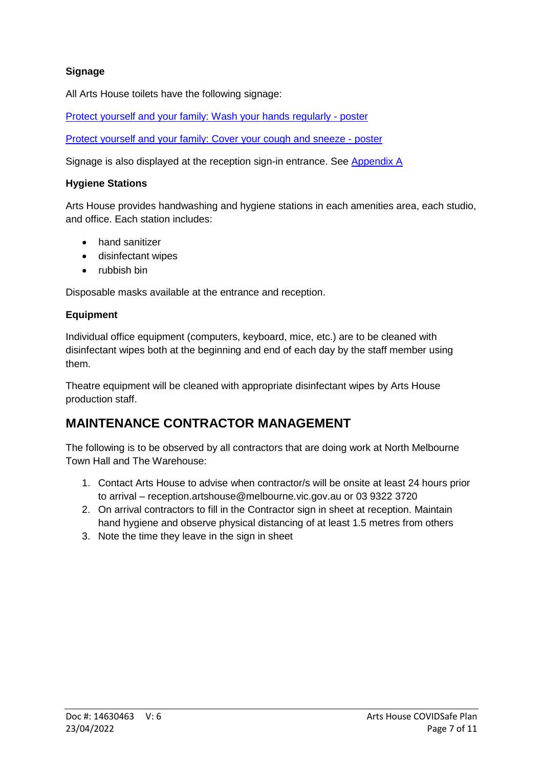**Signage**

All Arts House toilets have the following signage:

Protect yourself and your family: Wash your hands regularly - poster

Protect yourself and your family: Cover your cough and sneeze - poster

Signage is also displayed at the reception sign-in entrance. See Appendix A

**Hygiene Stations**

Arts House provides handwashing and hygiene stations in each amenities area, each studio, and office. Each station includes:

- hand sanitizer
- disinfectant wipes
- rubbish bin

Disposable masks available at the entrance and reception.

**Equipment**

Individual office equipment (computers, keyboard, mice, etc.) are to be cleaned with disinfectant wipes both at the beginning and end of each day by the staff member using them.

Theatre equipment will be cleaned with appropriate disinfectant wipes by Arts House production staff.

## MAINTENANCE CONTRACTOR MANAGEMENT

The following is to be observed by all contractors that are doing work at North Melbourne Town Hall and The Warehouse:

1. Contact Arts House to advise when contractor/s will be onsite at least 24 hours prior to arrival – reception.artshouse@melbourne.vic.gov.au or 03 9322 3720
2. On arrival contractors to fill in the Contractor sign in sheet at reception. Maintain hand hygiene and observe physical distancing of at least 1.5 metres from others
3. Note the time they leave in the sign in sheet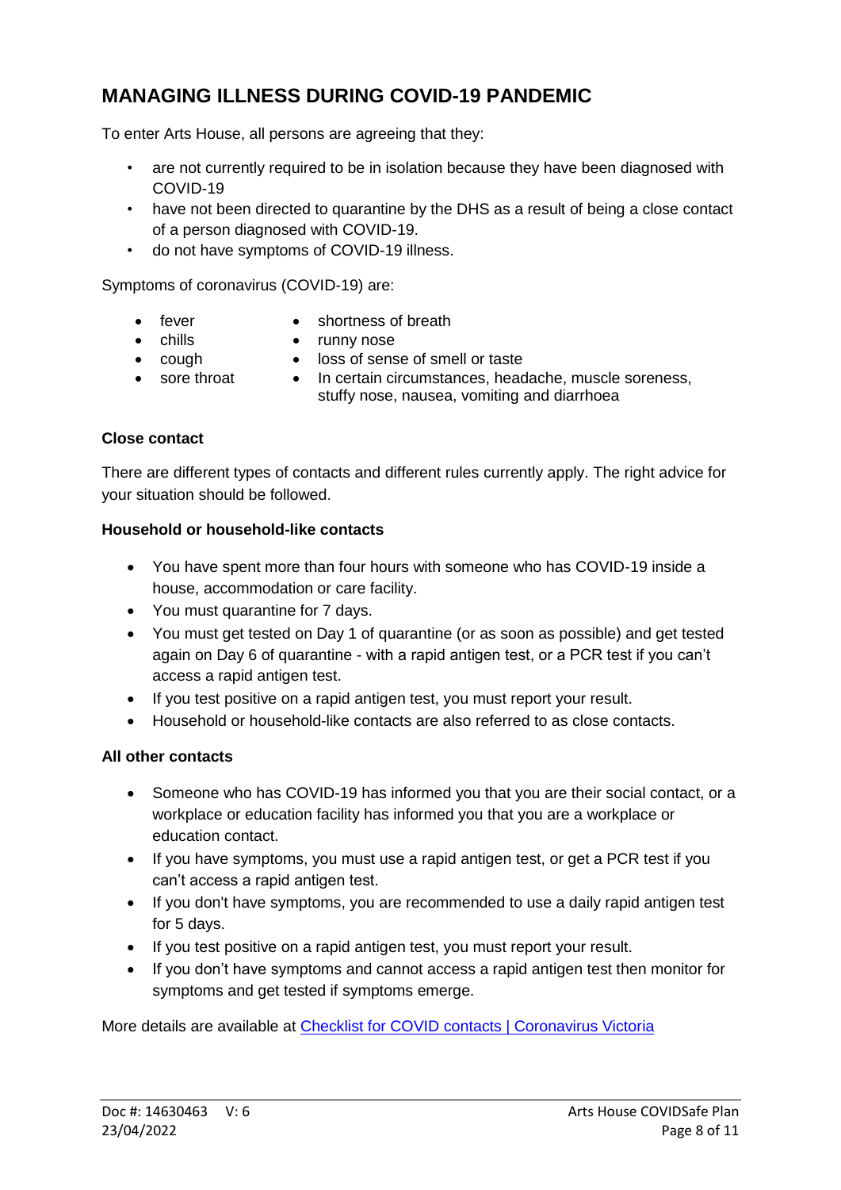## MANAGING ILLNESS DURING COVID-19 PANDEMIC

To enter Arts House, all persons are agreeing that they:

- are not currently required to be in isolation because they have been diagnosed with COVID-19
- have not been directed to quarantine by the DHS as a result of being a close contact of a person diagnosed with COVID-19.
- do not have symptoms of COVID-19 illness.

Symptoms of coronavirus (COVID-19) are:

- fever
- chills
- cough
- sore throat
- shortness of breath
- runny nose
- loss of sense of smell or taste
- In certain circumstances, headache, muscle soreness, stuffy nose, nausea, vomiting and diarrhoea

**Close contact**

There are different types of contacts and different rules currently apply. The right advice for your situation should be followed.

**Household or household-like contacts**

- You have spent more than four hours with someone who has COVID-19 inside a house, accommodation or care facility.
- You must quarantine for 7 days.
- You must get tested on Day 1 of quarantine (or as soon as possible) and get tested again on Day 6 of quarantine - with a rapid antigen test, or a PCR test if you can't access a rapid antigen test.
- If you test positive on a rapid antigen test, you must report your result.
- Household or household-like contacts are also referred to as close contacts.

**All other contacts**

- Someone who has COVID-19 has informed you that you are their social contact, or a workplace or education facility has informed you that you are a workplace or education contact.
- If you have symptoms, you must use a rapid antigen test, or get a PCR test if you can't access a rapid antigen test.
- If you don't have symptoms, you are recommended to use a daily rapid antigen test for 5 days.
- If you test positive on a rapid antigen test, you must report your result.
- If you don't have symptoms and cannot access a rapid antigen test then monitor for symptoms and get tested if symptoms emerge.

More details are available at [Checklist for COVID contacts | Coronavirus Victoria]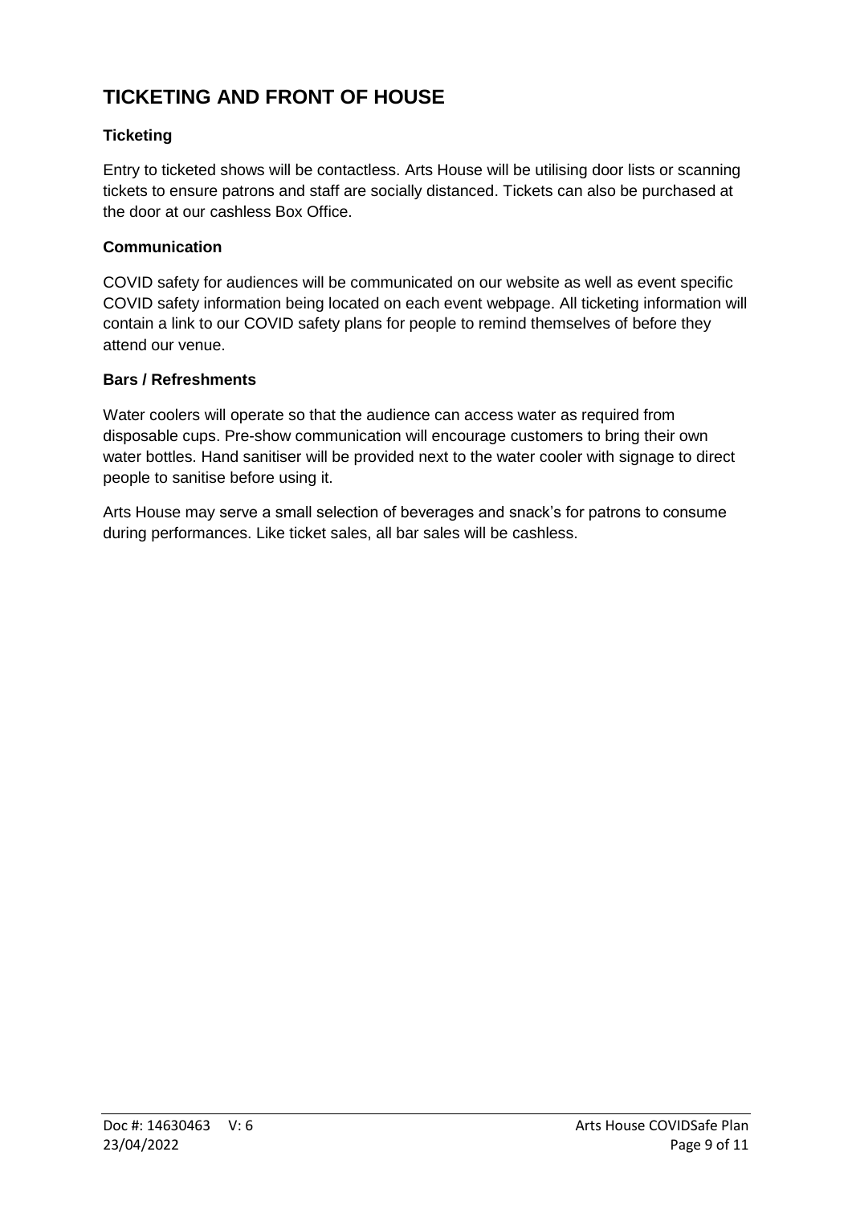## TICKETING AND FRONT OF HOUSE

### Ticketing

Entry to ticketed shows will be contactless. Arts House will be utilising door lists or scanning tickets to ensure patrons and staff are socially distanced. Tickets can also be purchased at the door at our cashless Box Office.

### Communication

COVID safety for audiences will be communicated on our website as well as event specific COVID safety information being located on each event webpage. All ticketing information will contain a link to our COVID safety plans for people to remind themselves of before they attend our venue.

### Bars / Refreshments

Water coolers will operate so that the audience can access water as required from disposable cups. Pre-show communication will encourage customers to bring their own water bottles. Hand sanitiser will be provided next to the water cooler with signage to direct people to sanitise before using it.

Arts House may serve a small selection of beverages and snack's for patrons to consume during performances. Like ticket sales, all bar sales will be cashless.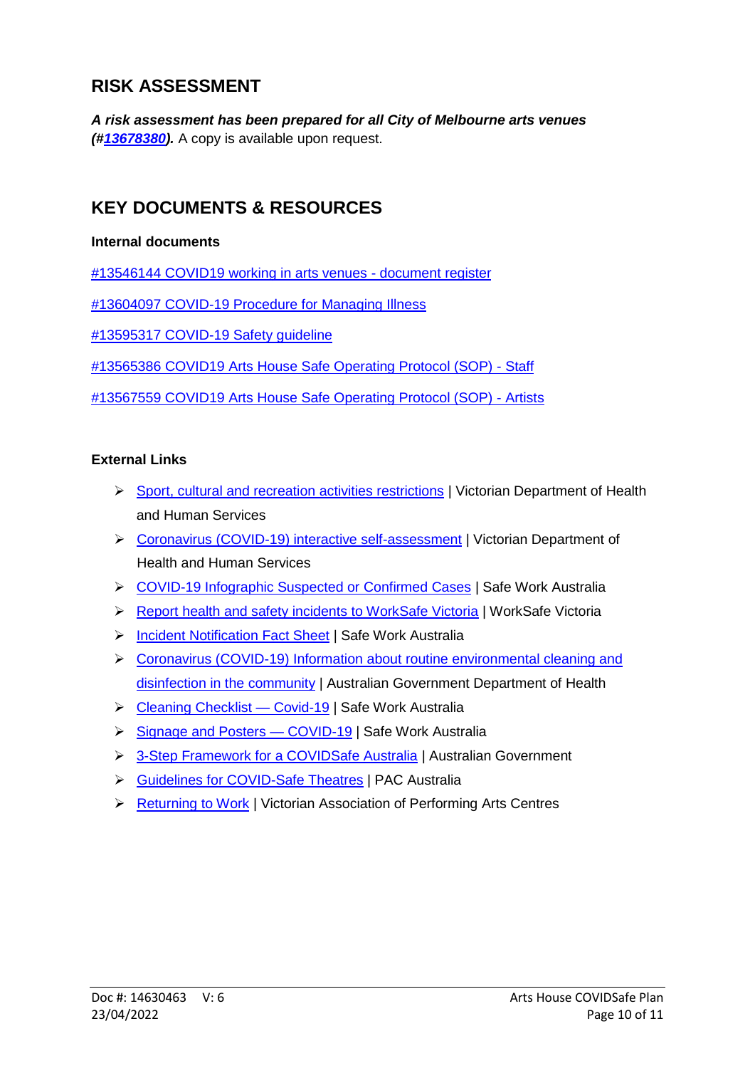## RISK ASSESSMENT

***A risk assessment has been prepared for all City of Melbourne arts venues (#13678380).*** A copy is available upon request.

## KEY DOCUMENTS & RESOURCES

**Internal documents**

#13546144 COVID19 working in arts venues - document register

#13604097 COVID-19 Procedure for Managing Illness

#13595317 COVID-19 Safety guideline

#13565386 COVID19 Arts House Safe Operating Protocol (SOP) - Staff

#13567559 COVID19 Arts House Safe Operating Protocol (SOP) - Artists

**External Links**

- Sport, cultural and recreation activities restrictions | Victorian Department of Health and Human Services
- Coronavirus (COVID-19) interactive self-assessment | Victorian Department of Health and Human Services
- COVID-19 Infographic Suspected or Confirmed Cases | Safe Work Australia
- Report health and safety incidents to WorkSafe Victoria | WorkSafe Victoria
- Incident Notification Fact Sheet | Safe Work Australia
- Coronavirus (COVID-19) Information about routine environmental cleaning and disinfection in the community | Australian Government Department of Health
- Cleaning Checklist — Covid-19 | Safe Work Australia
- Signage and Posters — COVID-19 | Safe Work Australia
- 3-Step Framework for a COVIDSafe Australia | Australian Government
- Guidelines for COVID-Safe Theatres | PAC Australia
- Returning to Work | Victorian Association of Performing Arts Centres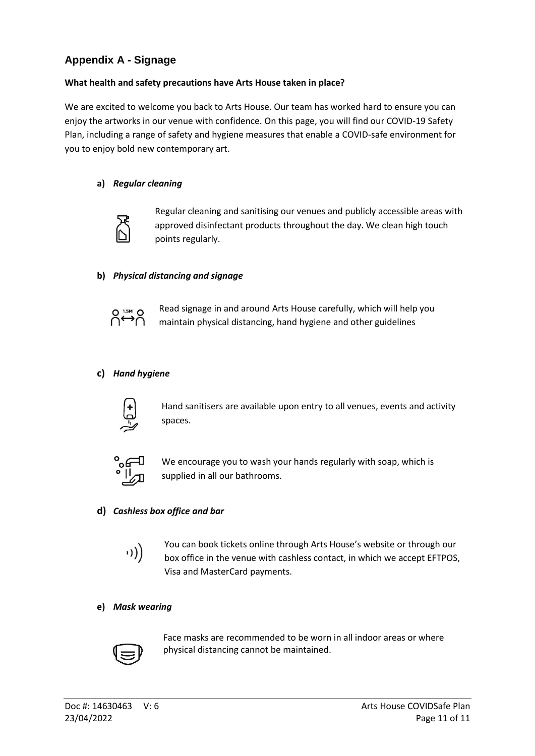## Appendix A - Signage

**What health and safety precautions have Arts House taken in place?**

We are excited to welcome you back to Arts House. Our team has worked hard to ensure you can enjoy the artworks in our venue with confidence. On this page, you will find our COVID-19 Safety Plan, including a range of safety and hygiene measures that enable a COVID-safe environment for you to enjoy bold new contemporary art.

**a)** ***Regular cleaning***

Regular cleaning and sanitising our venues and publicly accessible areas with approved disinfectant products throughout the day. We clean high touch points regularly.

**b)** ***Physical distancing and signage***

Read signage in and around Arts House carefully, which will help you maintain physical distancing, hand hygiene and other guidelines

**c)** ***Hand hygiene***

Hand sanitisers are available upon entry to all venues, events and activity spaces.

We encourage you to wash your hands regularly with soap, which is supplied in all our bathrooms.

**d)** ***Cashless box office and bar***

You can book tickets online through Arts House's website or through our box office in the venue with cashless contact, in which we accept EFTPOS, Visa and MasterCard payments.

**e)** ***Mask wearing***

Face masks are recommended to be worn in all indoor areas or where physical distancing cannot be maintained.